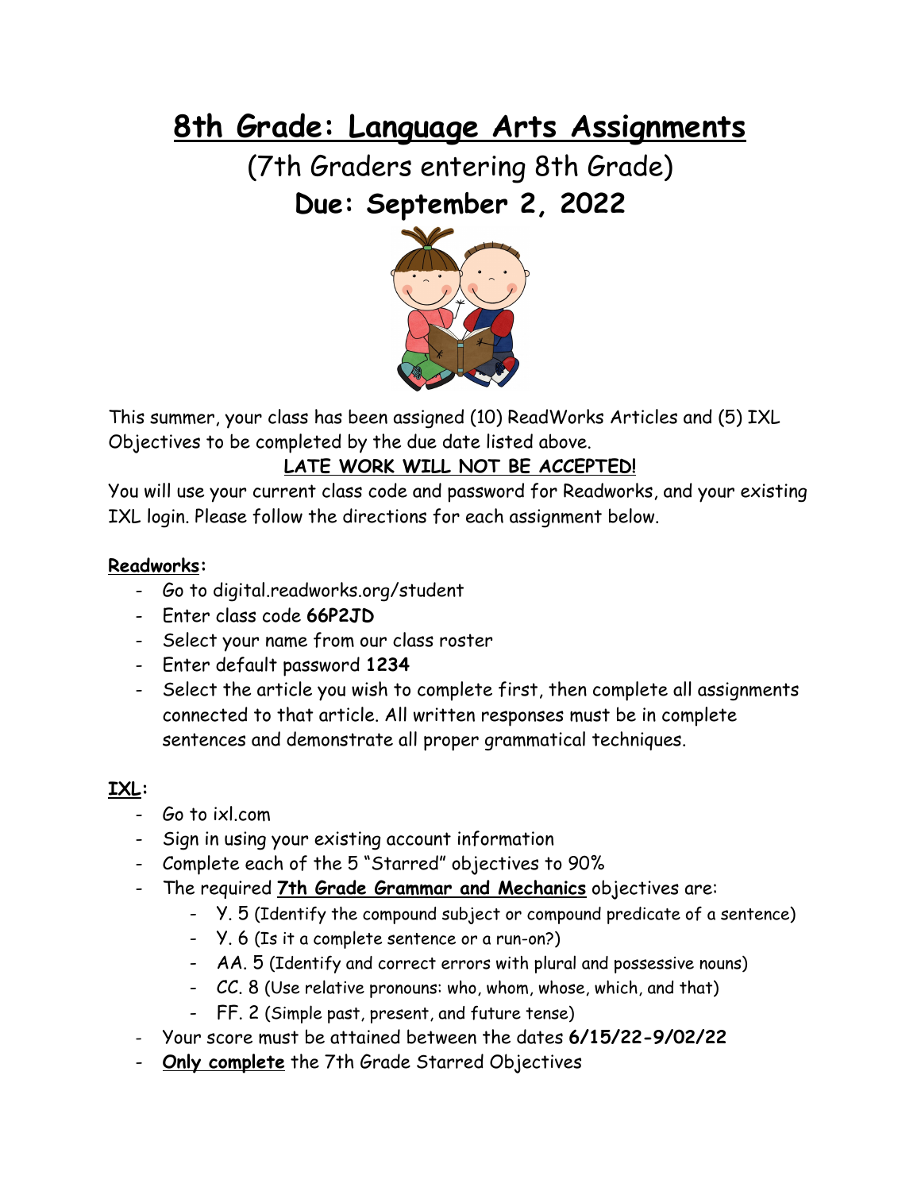# 8th Grade: Language Arts Assignments

## (7th Graders entering 8th Grade)

## Due: September 2, 2022

This summer, your class has been assigned (10) ReadWorks Articles and (5) IXL Objectives to be completed by the due date listed above.

**LATE WORK WILL NOT BE ACCEPTED!**

You will use your current class code and password for Readworks, and your existing IXL login. Please follow the directions for each assignment below.

**Readworks:**

- Go to digital.readworks.org/student
- Enter class code **66P2JD**
- Select your name from our class roster
- Enter default password **1234**
- Select the article you wish to complete first, then complete all assignments connected to that article. All written responses must be in complete sentences and demonstrate all proper grammatical techniques.

**IXL:**

- Go to ixl.com
- Sign in using your existing account information
- Complete each of the 5 "Starred" objectives to 90%
- The required **7th Grade Grammar and Mechanics** objectives are:
  - Y. 5 (Identify the compound subject or compound predicate of a sentence)
  - Y. 6 (Is it a complete sentence or a run-on?)
  - AA. 5 (Identify and correct errors with plural and possessive nouns)
  - CC. 8 (Use relative pronouns: who, whom, whose, which, and that)
  - FF. 2 (Simple past, present, and future tense)
- Your score must be attained between the dates **6/15/22-9/02/22**
- **Only complete** the 7th Grade Starred Objectives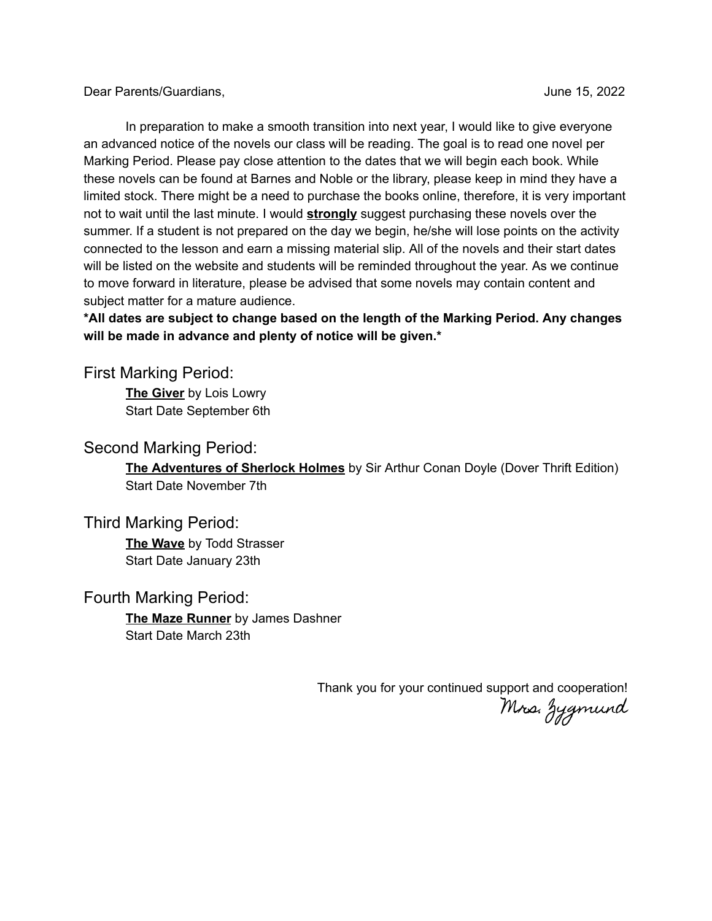Dear Parents/Guardians, June 15, 2022

In preparation to make a smooth transition into next year, I would like to give everyone an advanced notice of the novels our class will be reading. The goal is to read one novel per Marking Period. Please pay close attention to the dates that we will begin each book. While these novels can be found at Barnes and Noble or the library, please keep in mind they have a limited stock. There might be a need to purchase the books online, therefore, it is very important not to wait until the last minute. I would **strongly** suggest purchasing these novels over the summer. If a student is not prepared on the day we begin, he/she will lose points on the activity connected to the lesson and earn a missing material slip. All of the novels and their start dates will be listed on the website and students will be reminded throughout the year. As we continue to move forward in literature, please be advised that some novels may contain content and subject matter for a mature audience.

**\*All dates are subject to change based on the length of the Marking Period. Any changes will be made in advance and plenty of notice will be given.\***

## First Marking Period:

**The Giver** by Lois Lowry
Start Date September 6th

## Second Marking Period:

**The Adventures of Sherlock Holmes** by Sir Arthur Conan Doyle (Dover Thrift Edition)
Start Date November 7th

## Third Marking Period:

**The Wave** by Todd Strasser
Start Date January 23th

## Fourth Marking Period:

**The Maze Runner** by James Dashner
Start Date March 23th

Thank you for your continued support and cooperation!

Mrs. Zygmund